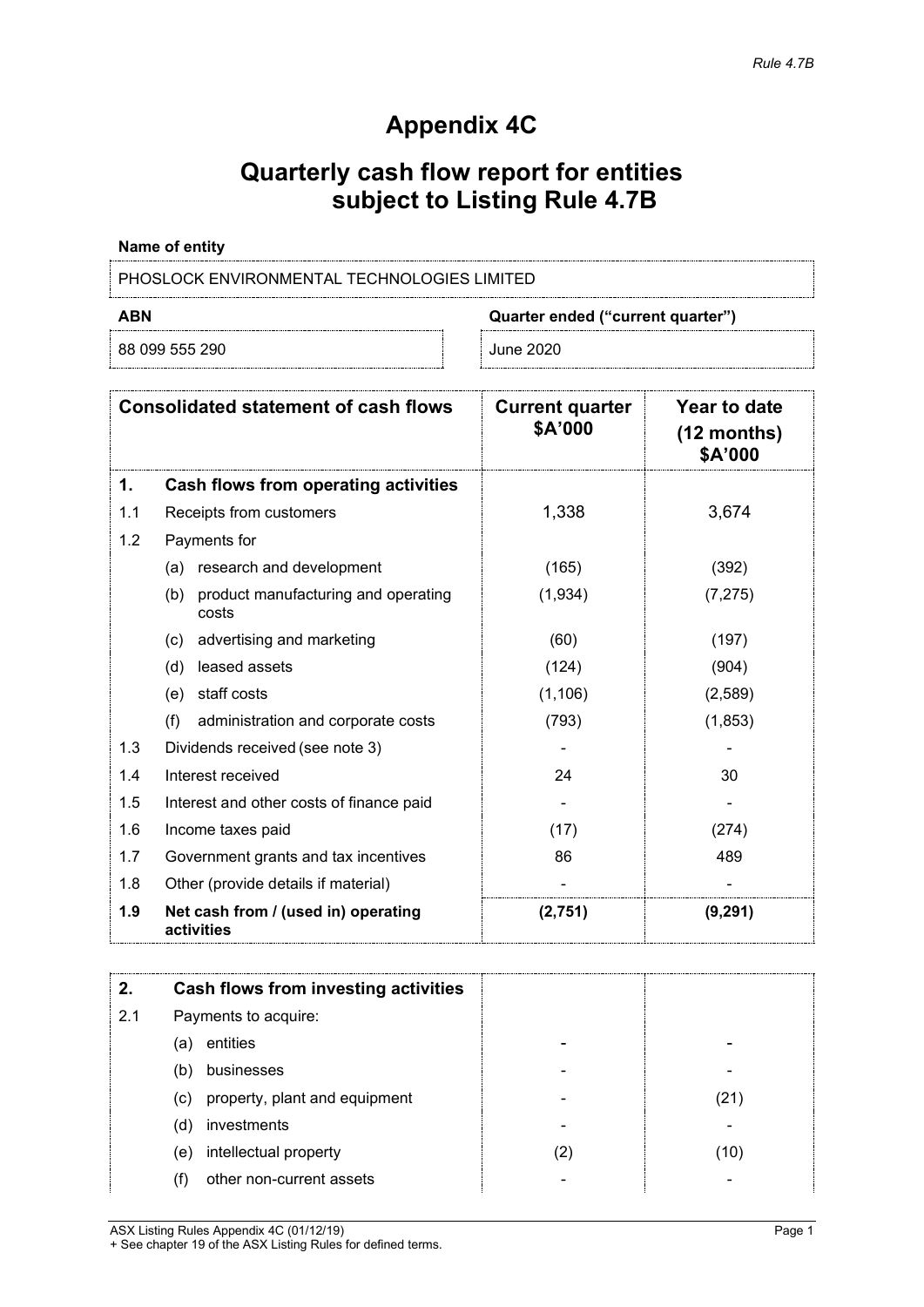# Appendix 4C

# Quarterly cash flow report for entities subject to Listing Rule 4.7B

**Name of entity**

PHOSLOCK ENVIRONMENTAL TECHNOLOGIES LIMITED

| ABN | Quarter ended ("current quarter") |
|---|---|
| 88 099 555 290 | June 2020 |

| | Consolidated statement of cash flows | Current quarter $A'000 | Year to date (12 months) $A'000 |
|---|---|---|---|
| **1.** | **Cash flows from operating activities** | | |
| 1.1 | Receipts from customers | 1,338 | 3,674 |
| 1.2 | Payments for | | |
| | (a) research and development | (165) | (392) |
| | (b) product manufacturing and operating costs | (1,934) | (7,275) |
| | (c) advertising and marketing | (60) | (197) |
| | (d) leased assets | (124) | (904) |
| | (e) staff costs | (1,106) | (2,589) |
| | (f) administration and corporate costs | (793) | (1,853) |
| 1.3 | Dividends received (see note 3) | - | - |
| 1.4 | Interest received | 24 | 30 |
| 1.5 | Interest and other costs of finance paid | - | - |
| 1.6 | Income taxes paid | (17) | (274) |
| 1.7 | Government grants and tax incentives | 86 | 489 |
| 1.8 | Other (provide details if material) | - | - |
| **1.9** | **Net cash from / (used in) operating activities** | **(2,751)** | **(9,291)** |

| | | | |
|---|---|---|---|
| **2.** | **Cash flows from investing activities** | | |
| 2.1 | Payments to acquire: | | |
| | (a) entities | - | - |
| | (b) businesses | - | - |
| | (c) property, plant and equipment | - | (21) |
| | (d) investments | - | - |
| | (e) intellectual property | (2) | (10) |
| | (f) other non-current assets | - | - |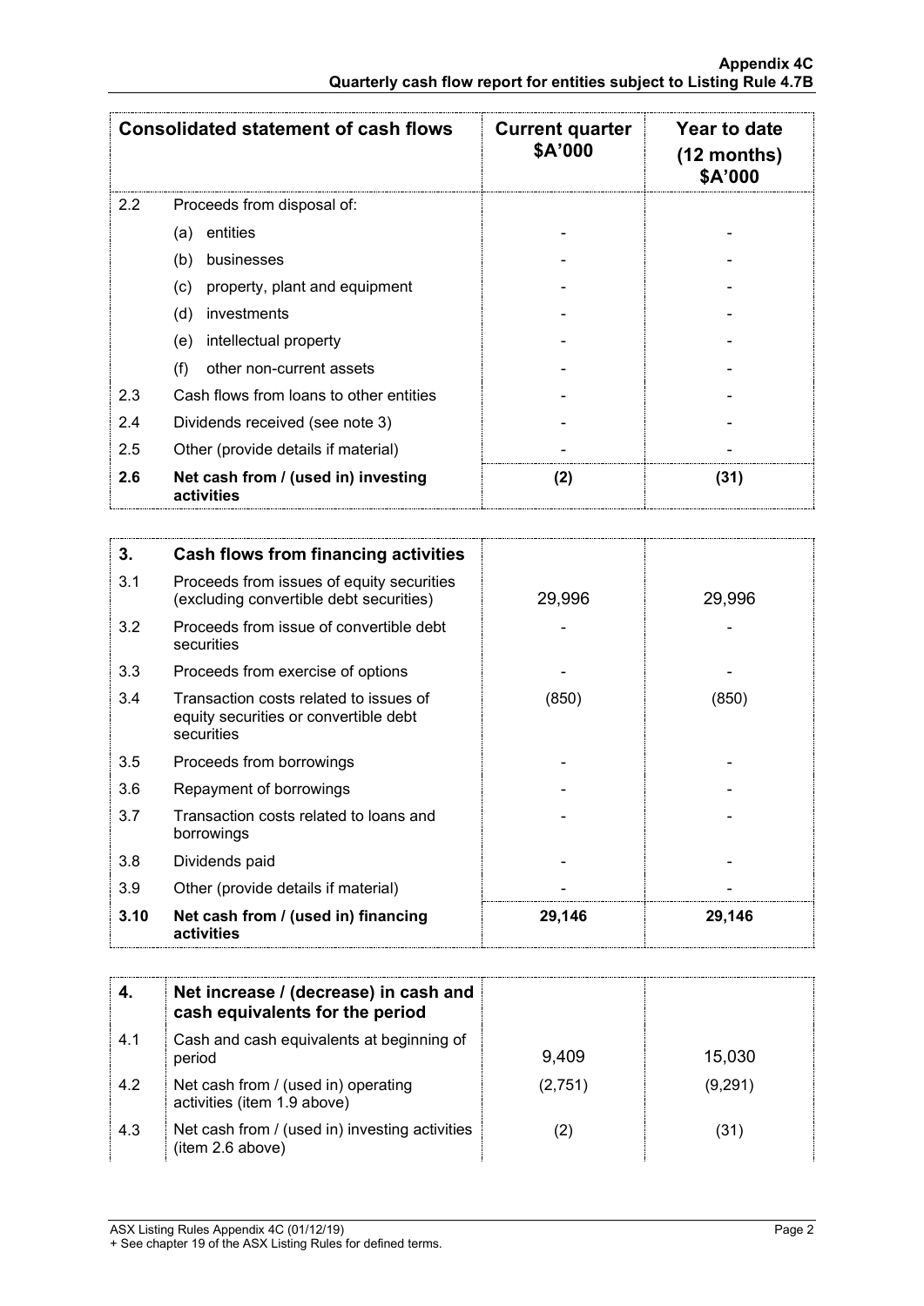| Consolidated statement of cash flows | | Current quarter $A'000 | Year to date (12 months) $A'000 |
|---|---|---|---|
| 2.2 | Proceeds from disposal of: | | |
| | (a) entities | - | - |
| | (b) businesses | - | - |
| | (c) property, plant and equipment | - | - |
| | (d) investments | - | - |
| | (e) intellectual property | - | - |
| | (f) other non-current assets | - | - |
| 2.3 | Cash flows from loans to other entities | - | - |
| 2.4 | Dividends received (see note 3) | - | - |
| 2.5 | Other (provide details if material) | - | - |
| **2.6** | **Net cash from / (used in) investing activities** | **(2)** | **(31)** |

| **3.** | **Cash flows from financing activities** | | |
|---|---|---|---|
| 3.1 | Proceeds from issues of equity securities (excluding convertible debt securities) | 29,996 | 29,996 |
| 3.2 | Proceeds from issue of convertible debt securities | - | - |
| 3.3 | Proceeds from exercise of options | - | - |
| 3.4 | Transaction costs related to issues of equity securities or convertible debt securities | (850) | (850) |
| 3.5 | Proceeds from borrowings | - | - |
| 3.6 | Repayment of borrowings | - | - |
| 3.7 | Transaction costs related to loans and borrowings | - | - |
| 3.8 | Dividends paid | - | - |
| 3.9 | Other (provide details if material) | - | - |
| **3.10** | **Net cash from / (used in) financing activities** | **29,146** | **29,146** |

| **4.** | **Net increase / (decrease) in cash and cash equivalents for the period** | | |
|---|---|---|---|
| 4.1 | Cash and cash equivalents at beginning of period | 9,409 | 15,030 |
| 4.2 | Net cash from / (used in) operating activities (item 1.9 above) | (2,751) | (9,291) |
| 4.3 | Net cash from / (used in) investing activities (item 2.6 above) | (2) | (31) |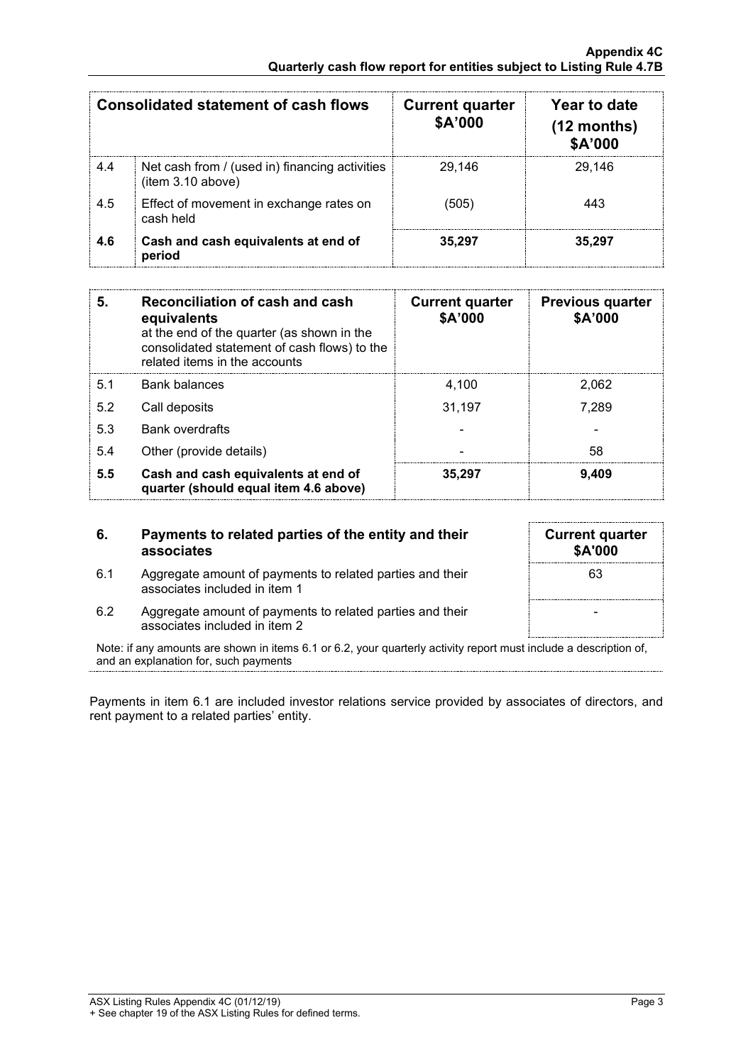| Consolidated statement of cash flows | | Current quarter $A'000 | Year to date (12 months) $A'000 |
|---|---|---|---|
| 4.4 | Net cash from / (used in) financing activities (item 3.10 above) | 29,146 | 29,146 |
| 4.5 | Effect of movement in exchange rates on cash held | (505) | 443 |
| **4.6** | **Cash and cash equivalents at end of period** | **35,297** | **35,297** |

| **5.** | **Reconciliation of cash and cash equivalents** at the end of the quarter (as shown in the consolidated statement of cash flows) to the related items in the accounts | **Current quarter $A'000** | **Previous quarter $A'000** |
|---|---|---|---|
| 5.1 | Bank balances | 4,100 | 2,062 |
| 5.2 | Call deposits | 31,197 | 7,289 |
| 5.3 | Bank overdrafts | - | - |
| 5.4 | Other (provide details) | - | 58 |
| **5.5** | **Cash and cash equivalents at end of quarter (should equal item 4.6 above)** | **35,297** | **9,409** |

| **6.** | **Payments to related parties of the entity and their associates** | **Current quarter $A'000** |
|---|---|---|
| 6.1 | Aggregate amount of payments to related parties and their associates included in item 1 | 63 |
| 6.2 | Aggregate amount of payments to related parties and their associates included in item 2 | - |

Note: if any amounts are shown in items 6.1 or 6.2, your quarterly activity report must include a description of, and an explanation for, such payments

Payments in item 6.1 are included investor relations service provided by associates of directors, and rent payment to a related parties' entity.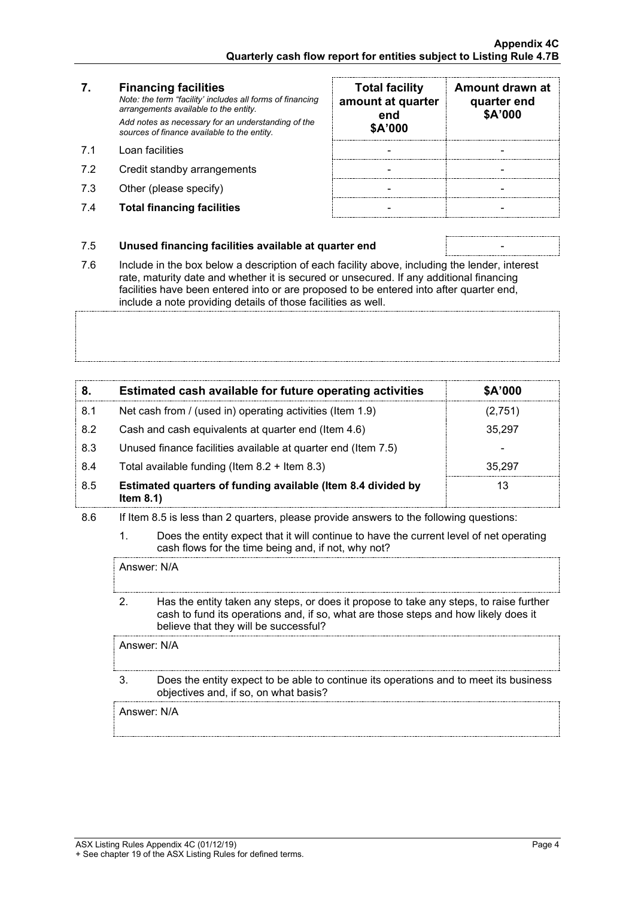| 7. | **Financing facilities** *Note: the term "facility' includes all forms of financing arrangements available to the entity.* *Add notes as necessary for an understanding of the sources of finance available to the entity.* | **Total facility amount at quarter end $A'000** | **Amount drawn at quarter end $A'000** |
|---|---|---|---|
| 7.1 | Loan facilities | - | - |
| 7.2 | Credit standby arrangements | - | - |
| 7.3 | Other (please specify) | - | - |
| 7.4 | **Total financing facilities** | - | - |

| | | |
|---|---|---|
| 7.5 | **Unused financing facilities available at quarter end** | - |

7.6 Include in the box below a description of each facility above, including the lender, interest rate, maturity date and whether it is secured or unsecured. If any additional financing facilities have been entered into or are proposed to be entered into after quarter end, include a note providing details of those facilities as well.

| 8. | **Estimated cash available for future operating activities** | **$A'000** |
|---|---|---|
| 8.1 | Net cash from / (used in) operating activities (Item 1.9) | (2,751) |
| 8.2 | Cash and cash equivalents at quarter end (Item 4.6) | 35,297 |
| 8.3 | Unused finance facilities available at quarter end (Item 7.5) | - |
| 8.4 | Total available funding (Item 8.2 + Item 8.3) | 35,297 |
| 8.5 | **Estimated quarters of funding available (Item 8.4 divided by Item 8.1)** | 13 |

8.6 If Item 8.5 is less than 2 quarters, please provide answers to the following questions:

1. Does the entity expect that it will continue to have the current level of net operating cash flows for the time being and, if not, why not?

   Answer: N/A

2. Has the entity taken any steps, or does it propose to take any steps, to raise further cash to fund its operations and, if so, what are those steps and how likely does it believe that they will be successful?

   Answer: N/A

3. Does the entity expect to be able to continue its operations and to meet its business objectives and, if so, on what basis?

   Answer: N/A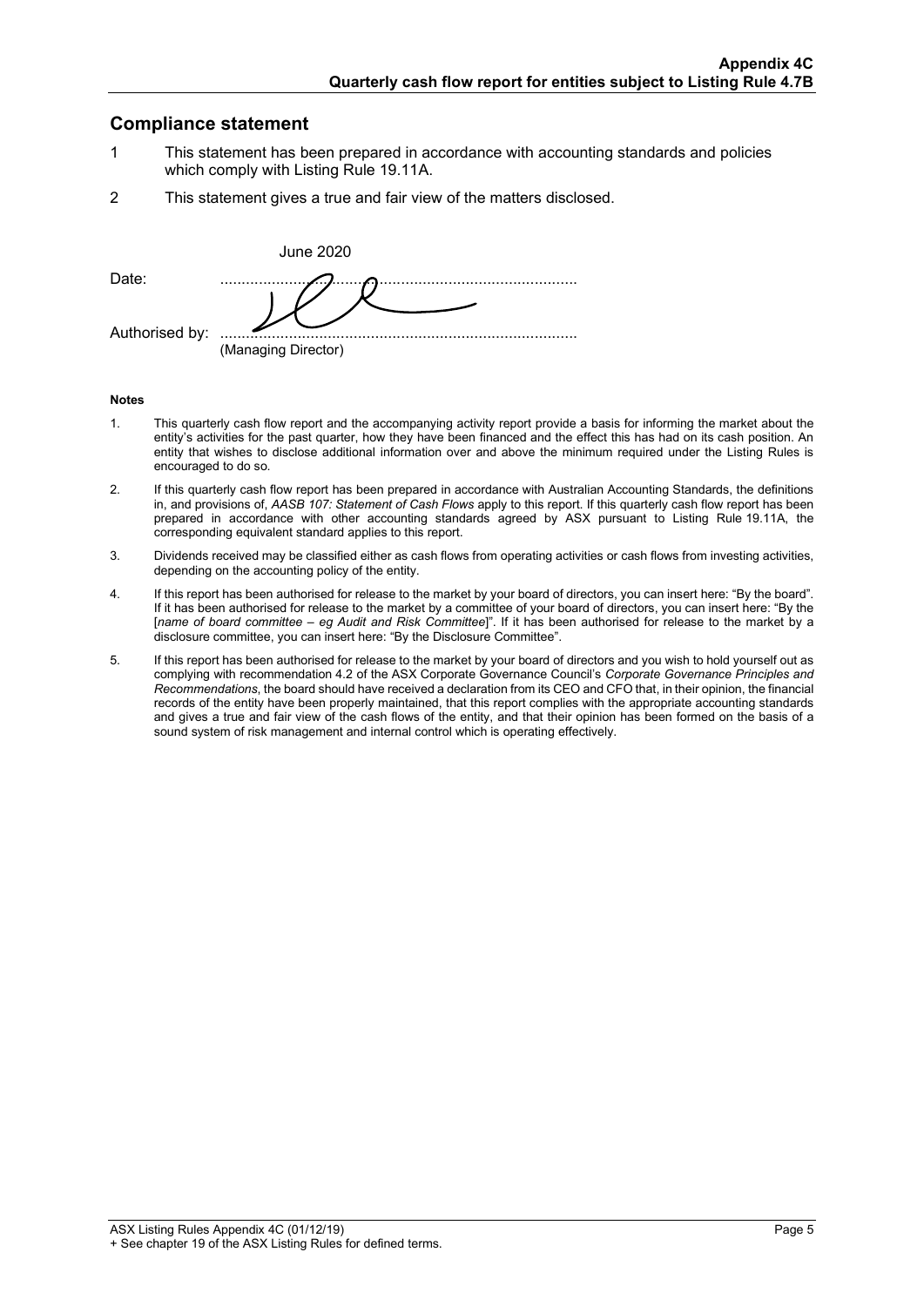## Compliance statement

1 This statement has been prepared in accordance with accounting standards and policies which comply with Listing Rule 19.11A.

2 This statement gives a true and fair view of the matters disclosed.

Date: June 2020

Authorised by: (Managing Director)

**Notes**

1. This quarterly cash flow report and the accompanying activity report provide a basis for informing the market about the entity's activities for the past quarter, how they have been financed and the effect this has had on its cash position. An entity that wishes to disclose additional information over and above the minimum required under the Listing Rules is encouraged to do so.
2. If this quarterly cash flow report has been prepared in accordance with Australian Accounting Standards, the definitions in, and provisions of, *AASB 107: Statement of Cash Flows* apply to this report. If this quarterly cash flow report has been prepared in accordance with other accounting standards agreed by ASX pursuant to Listing Rule 19.11A, the corresponding equivalent standard applies to this report.
3. Dividends received may be classified either as cash flows from operating activities or cash flows from investing activities, depending on the accounting policy of the entity.
4. If this report has been authorised for release to the market by your board of directors, you can insert here: "By the board". If it has been authorised for release to the market by a committee of your board of directors, you can insert here: "By the [*name of board committee – eg Audit and Risk Committee*]". If it has been authorised for release to the market by a disclosure committee, you can insert here: "By the Disclosure Committee".
5. If this report has been authorised for release to the market by your board of directors and you wish to hold yourself out as complying with recommendation 4.2 of the ASX Corporate Governance Council's *Corporate Governance Principles and Recommendations*, the board should have received a declaration from its CEO and CFO that, in their opinion, the financial records of the entity have been properly maintained, that this report complies with the appropriate accounting standards and gives a true and fair view of the cash flows of the entity, and that their opinion has been formed on the basis of a sound system of risk management and internal control which is operating effectively.